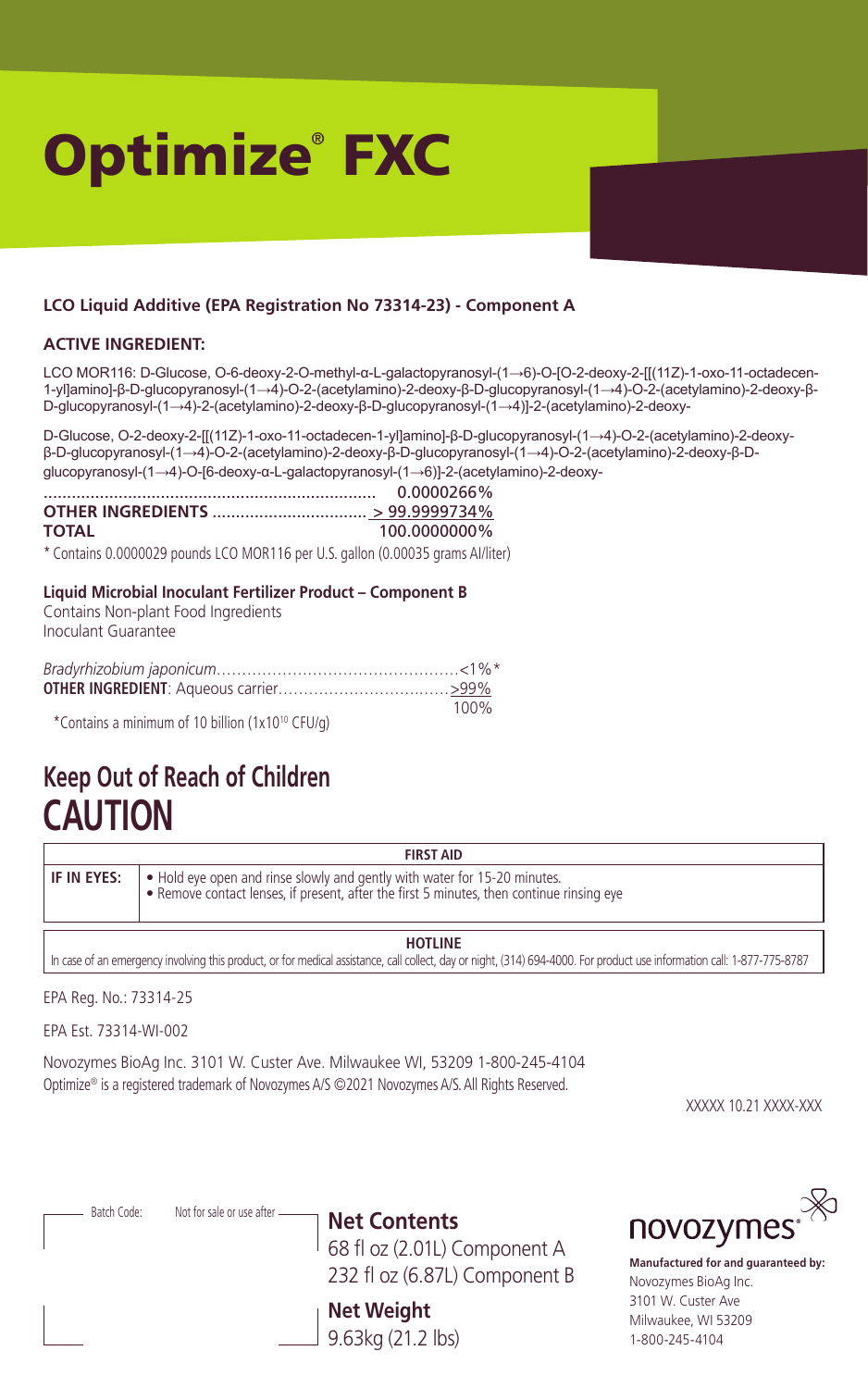# Optimize® FXC

**LCO Liquid Additive (EPA Registration No 73314-23) - Component A**

**ACTIVE INGREDIENT:**

LCO MOR116: D-Glucose, O-6-deoxy-2-O-methyl-α-L-galactopyranosyl-(1→6)-O-[O-2-deoxy-2-[[(11Z)-1-oxo-11-octadecen-1-yl]amino]-β-D-glucopyranosyl-(1→4)-O-2-(acetylamino)-2-deoxy-β-D-glucopyranosyl-(1→4)-O-2-(acetylamino)-2-deoxy-β-D-glucopyranosyl-(1→4)-2-(acetylamino)-2-deoxy-β-D-glucopyranosyl-(1→4)]-2-(acetylamino)-2-deoxy-

D-Glucose, O-2-deoxy-2-[[(11Z)-1-oxo-11-octadecen-1-yl]amino]-β-D-glucopyranosyl-(1→4)-O-2-(acetylamino)-2-deoxy-β-D-glucopyranosyl-(1→4)-O-2-(acetylamino)-2-deoxy-β-D-glucopyranosyl-(1→4)-O-2-(acetylamino)-2-deoxy-β-D-glucopyranosyl-(1→4)-O-[6-deoxy-α-L-galactopyranosyl-(1→6)]-2-(acetylamino)-2-deoxy-

...................................................................... 0.0000266%
**OTHER INGREDIENTS** ................................ > 99.9999734%
**TOTAL** 100.0000000%

\* Contains 0.0000029 pounds LCO MOR116 per U.S. gallon (0.00035 grams AI/liter)

**Liquid Microbial Inoculant Fertilizer Product – Component B**

Contains Non-plant Food Ingredients
Inoculant Guarantee

*Bradyrhizobium japonicum*..............................................<1%*
**OTHER INGREDIENT**: Aqueous carrier..................................>99%
100%

\*Contains a minimum of 10 billion ($1x10^{10}$ CFU/g)

## Keep Out of Reach of Children
## CAUTION

| FIRST AID | |
|---|---|
| **IF IN EYES:** | • Hold eye open and rinse slowly and gently with water for 15-20 minutes.<br>• Remove contact lenses, if present, after the first 5 minutes, then continue rinsing eye |

| HOTLINE |
|---|
| In case of an emergency involving this product, or for medical assistance, call collect, day or night, (314) 694-4000. For product use information call: 1-877-775-8787 |

EPA Reg. No.: 73314-25

EPA Est. 73314-WI-002

Novozymes BioAg Inc. 3101 W. Custer Ave. Milwaukee WI, 53209 1-800-245-4104
Optimize® is a registered trademark of Novozymes A/S ©2021 Novozymes A/S. All Rights Reserved.

XXXXX 10.21 XXXX-XXX

Batch Code: Not for sale or use after

**Net Contents**
68 fl oz (2.01L) Component A
232 fl oz (6.87L) Component B

**Net Weight**
9.63kg (21.2 lbs)

novozymes®

**Manufactured for and guaranteed by:**
Novozymes BioAg Inc.
3101 W. Custer Ave
Milwaukee, WI 53209
1-800-245-4104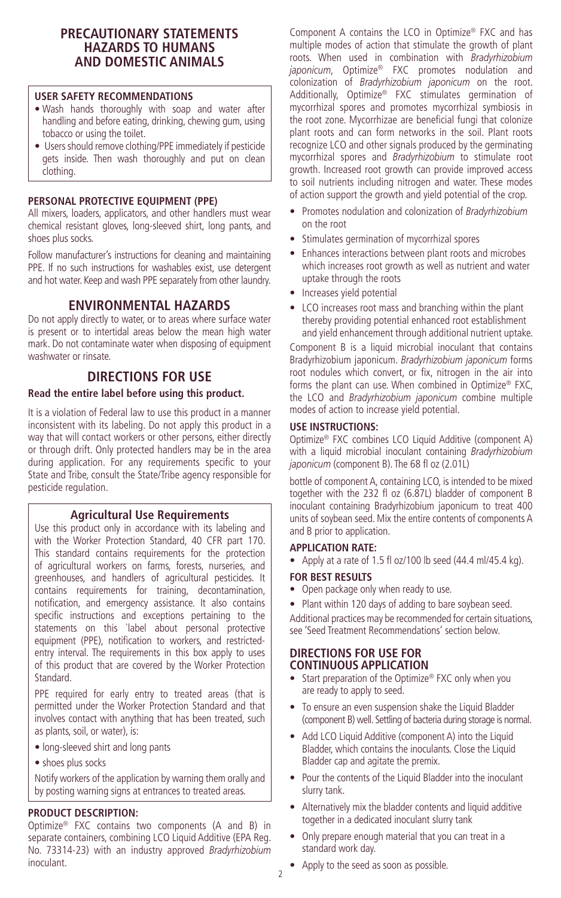# PRECAUTIONARY STATEMENTS HAZARDS TO HUMANS AND DOMESTIC ANIMALS

### USER SAFETY RECOMMENDATIONS

- Wash hands thoroughly with soap and water after handling and before eating, drinking, chewing gum, using tobacco or using the toilet.
- Users should remove clothing/PPE immediately if pesticide gets inside. Then wash thoroughly and put on clean clothing.

### PERSONAL PROTECTIVE EQUIPMENT (PPE)

All mixers, loaders, applicators, and other handlers must wear chemical resistant gloves, long-sleeved shirt, long pants, and shoes plus socks.

Follow manufacturer's instructions for cleaning and maintaining PPE. If no such instructions for washables exist, use detergent and hot water. Keep and wash PPE separately from other laundry.

## ENVIRONMENTAL HAZARDS

Do not apply directly to water, or to areas where surface water is present or to intertidal areas below the mean high water mark. Do not contaminate water when disposing of equipment washwater or rinsate.

## DIRECTIONS FOR USE

**Read the entire label before using this product.**

It is a violation of Federal law to use this product in a manner inconsistent with its labeling. Do not apply this product in a way that will contact workers or other persons, either directly or through drift. Only protected handlers may be in the area during application. For any requirements specific to your State and Tribe, consult the State/Tribe agency responsible for pesticide regulation.

### Agricultural Use Requirements

Use this product only in accordance with its labeling and with the Worker Protection Standard, 40 CFR part 170. This standard contains requirements for the protection of agricultural workers on farms, forests, nurseries, and greenhouses, and handlers of agricultural pesticides. It contains requirements for training, decontamination, notification, and emergency assistance. It also contains specific instructions and exceptions pertaining to the statements on this `label about personal protective equipment (PPE), notification to workers, and restricted-entry interval. The requirements in this box apply to uses of this product that are covered by the Worker Protection Standard.

PPE required for early entry to treated areas (that is permitted under the Worker Protection Standard and that involves contact with anything that has been treated, such as plants, soil, or water), is:

- long-sleeved shirt and long pants
- shoes plus socks

Notify workers of the application by warning them orally and by posting warning signs at entrances to treated areas.

### PRODUCT DESCRIPTION:

Optimize® FXC contains two components (A and B) in separate containers, combining LCO Liquid Additive (EPA Reg. No. 73314-23) with an industry approved *Bradyrhizobium* inoculant.

Component A contains the LCO in Optimize® FXC and has multiple modes of action that stimulate the growth of plant roots. When used in combination with *Bradyrhizobium japonicum*, Optimize® FXC promotes nodulation and colonization of *Bradyrhizobium japonicum* on the root. Additionally, Optimize® FXC stimulates germination of mycorrhizal spores and promotes mycorrhizal symbiosis in the root zone. Mycorrhizae are beneficial fungi that colonize plant roots and can form networks in the soil. Plant roots recognize LCO and other signals produced by the germinating mycorrhizal spores and *Bradyrhizobium* to stimulate root growth. Increased root growth can provide improved access to soil nutrients including nitrogen and water. These modes of action support the growth and yield potential of the crop.

- Promotes nodulation and colonization of *Bradyrhizobium* on the root
- Stimulates germination of mycorrhizal spores
- Enhances interactions between plant roots and microbes which increases root growth as well as nutrient and water uptake through the roots
- Increases yield potential
- LCO increases root mass and branching within the plant thereby providing potential enhanced root establishment and yield enhancement through additional nutrient uptake.

Component B is a liquid microbial inoculant that contains Bradyrhizobium japonicum. *Bradyrhizobium japonicum* forms root nodules which convert, or fix, nitrogen in the air into forms the plant can use. When combined in Optimize® FXC, the LCO and *Bradyrhizobium japonicum* combine multiple modes of action to increase yield potential.

### USE INSTRUCTIONS:

Optimize® FXC combines LCO Liquid Additive (component A) with a liquid microbial inoculant containing *Bradyrhizobium japonicum* (component B). The 68 fl oz (2.01L) bottle of component A, containing LCO, is intended to be mixed together with the 232 fl oz (6.87L) bladder of component B inoculant containing Bradyrhizobium japonicum to treat 400 units of soybean seed. Mix the entire contents of components A and B prior to application.

### APPLICATION RATE:

- Apply at a rate of 1.5 fl oz/100 lb seed (44.4 ml/45.4 kg).

### FOR BEST RESULTS

- Open package only when ready to use.
- Plant within 120 days of adding to bare soybean seed.

Additional practices may be recommended for certain situations, see 'Seed Treatment Recommendations' section below.

### DIRECTIONS FOR USE FOR CONTINUOUS APPLICATION

- Start preparation of the Optimize® FXC only when you are ready to apply to seed.
- To ensure an even suspension shake the Liquid Bladder (component B) well. Settling of bacteria during storage is normal.
- Add LCO Liquid Additive (component A) into the Liquid Bladder, which contains the inoculants. Close the Liquid Bladder cap and agitate the premix.
- Pour the contents of the Liquid Bladder into the inoculant slurry tank.
- Alternatively mix the bladder contents and liquid additive together in a dedicated inoculant slurry tank
- Only prepare enough material that you can treat in a standard work day.
- Apply to the seed as soon as possible.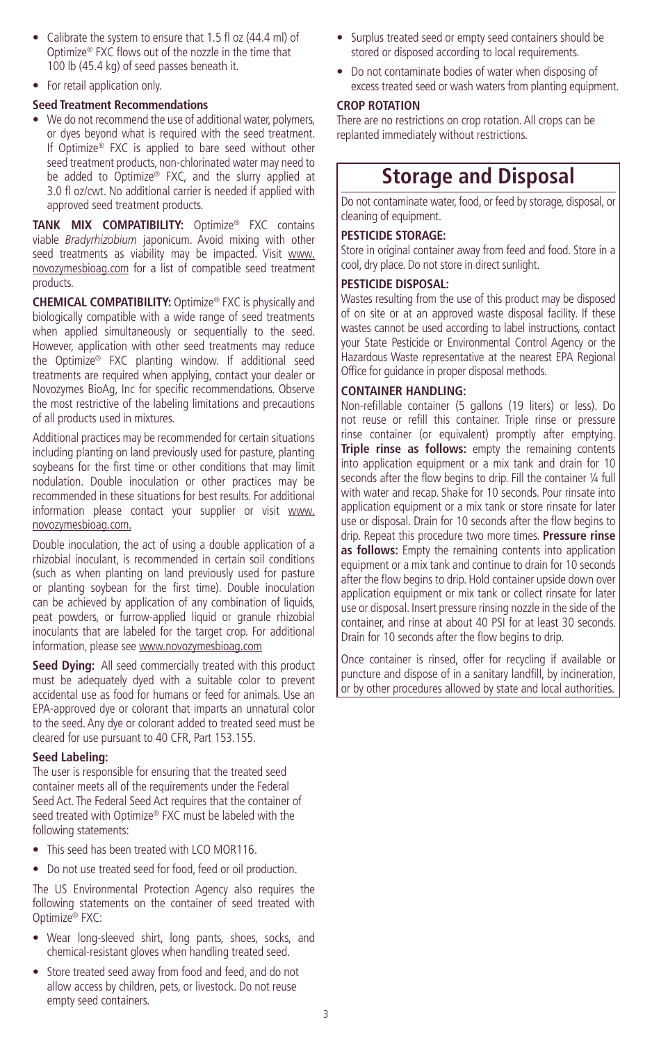- Calibrate the system to ensure that 1.5 fl oz (44.4 ml) of Optimize® FXC flows out of the nozzle in the time that 100 lb (45.4 kg) of seed passes beneath it.
- For retail application only.

**Seed Treatment Recommendations**

- We do not recommend the use of additional water, polymers, or dyes beyond what is required with the seed treatment. If Optimize® FXC is applied to bare seed without other seed treatment products, non-chlorinated water may need to be added to Optimize® FXC, and the slurry applied at 3.0 fl oz/cwt. No additional carrier is needed if applied with approved seed treatment products.

**TANK MIX COMPATIBILITY:** Optimize® FXC contains viable *Bradyrhizobium* japonicum. Avoid mixing with other seed treatments as viability may be impacted. Visit www.novozymesbioag.com for a list of compatible seed treatment products.

**CHEMICAL COMPATIBILITY:** Optimize® FXC is physically and biologically compatible with a wide range of seed treatments when applied simultaneously or sequentially to the seed. However, application with other seed treatments may reduce the Optimize® FXC planting window. If additional seed treatments are required when applying, contact your dealer or Novozymes BioAg, Inc for specific recommendations. Observe the most restrictive of the labeling limitations and precautions of all products used in mixtures.

Additional practices may be recommended for certain situations including planting on land previously used for pasture, planting soybeans for the first time or other conditions that may limit nodulation. Double inoculation or other practices may be recommended in these situations for best results. For additional information please contact your supplier or visit www.novozymesbioag.com.

Double inoculation, the act of using a double application of a rhizobial inoculant, is recommended in certain soil conditions (such as when planting on land previously used for pasture or planting soybean for the first time). Double inoculation can be achieved by application of any combination of liquids, peat powders, or furrow-applied liquid or granule rhizobial inoculants that are labeled for the target crop. For additional information, please see www.novozymesbioag.com

**Seed Dying:** All seed commercially treated with this product must be adequately dyed with a suitable color to prevent accidental use as food for humans or feed for animals. Use an EPA-approved dye or colorant that imparts an unnatural color to the seed. Any dye or colorant added to treated seed must be cleared for use pursuant to 40 CFR, Part 153.155.

**Seed Labeling:**

The user is responsible for ensuring that the treated seed container meets all of the requirements under the Federal Seed Act. The Federal Seed Act requires that the container of seed treated with Optimize® FXC must be labeled with the following statements:

- This seed has been treated with LCO MOR116.
- Do not use treated seed for food, feed or oil production.

The US Environmental Protection Agency also requires the following statements on the container of seed treated with Optimize® FXC:

- Wear long-sleeved shirt, long pants, shoes, socks, and chemical-resistant gloves when handling treated seed.
- Store treated seed away from food and feed, and do not allow access by children, pets, or livestock. Do not reuse empty seed containers.
- Surplus treated seed or empty seed containers should be stored or disposed according to local requirements.
- Do not contaminate bodies of water when disposing of excess treated seed or wash waters from planting equipment.

**CROP ROTATION**

There are no restrictions on crop rotation. All crops can be replanted immediately without restrictions.

# Storage and Disposal

Do not contaminate water, food, or feed by storage, disposal, or cleaning of equipment.

**PESTICIDE STORAGE:**

Store in original container away from feed and food. Store in a cool, dry place. Do not store in direct sunlight.

**PESTICIDE DISPOSAL:**

Wastes resulting from the use of this product may be disposed of on site or at an approved waste disposal facility. If these wastes cannot be used according to label instructions, contact your State Pesticide or Environmental Control Agency or the Hazardous Waste representative at the nearest EPA Regional Office for guidance in proper disposal methods.

**CONTAINER HANDLING:**

Non-refillable container (5 gallons (19 liters) or less). Do not reuse or refill this container. Triple rinse or pressure rinse container (or equivalent) promptly after emptying. **Triple rinse as follows:** empty the remaining contents into application equipment or a mix tank and drain for 10 seconds after the flow begins to drip. Fill the container ¼ full with water and recap. Shake for 10 seconds. Pour rinsate into application equipment or a mix tank or store rinsate for later use or disposal. Drain for 10 seconds after the flow begins to drip. Repeat this procedure two more times. **Pressure rinse as follows:** Empty the remaining contents into application equipment or a mix tank and continue to drain for 10 seconds after the flow begins to drip. Hold container upside down over application equipment or mix tank or collect rinsate for later use or disposal. Insert pressure rinsing nozzle in the side of the container, and rinse at about 40 PSI for at least 30 seconds. Drain for 10 seconds after the flow begins to drip.

Once container is rinsed, offer for recycling if available or puncture and dispose of in a sanitary landfill, by incineration, or by other procedures allowed by state and local authorities.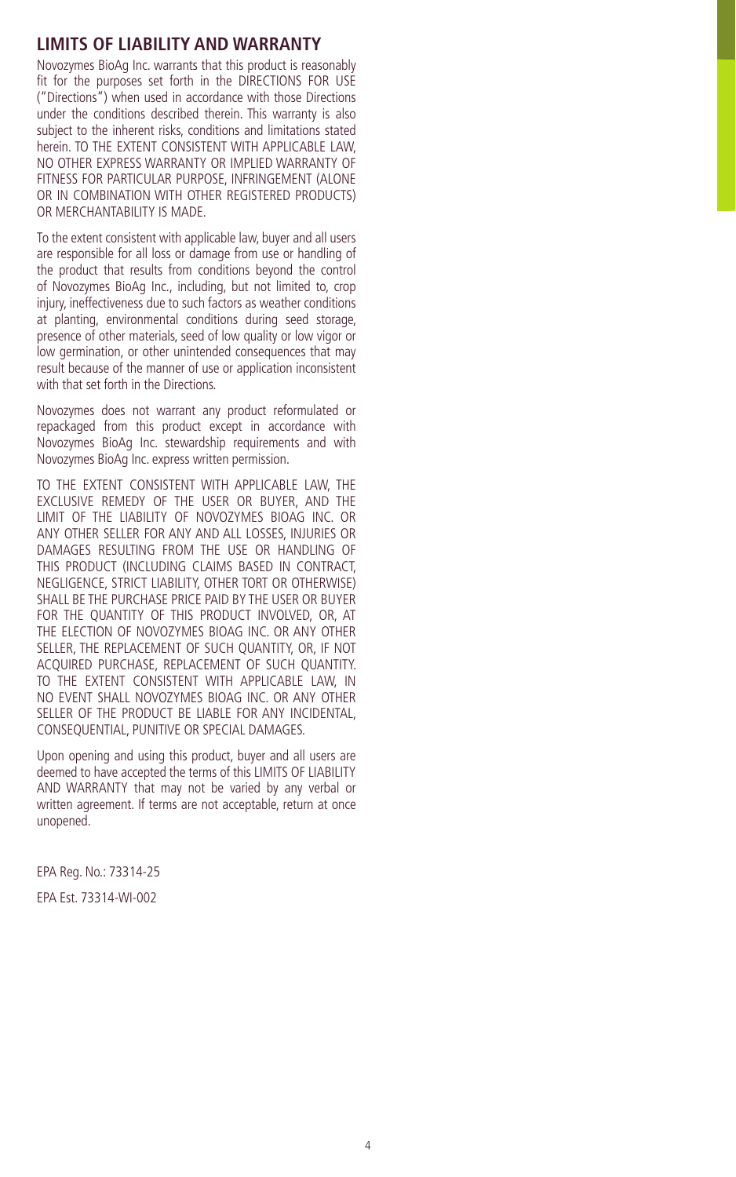## LIMITS OF LIABILITY AND WARRANTY

Novozymes BioAg Inc. warrants that this product is reasonably fit for the purposes set forth in the DIRECTIONS FOR USE ("Directions") when used in accordance with those Directions under the conditions described therein. This warranty is also subject to the inherent risks, conditions and limitations stated herein. TO THE EXTENT CONSISTENT WITH APPLICABLE LAW, NO OTHER EXPRESS WARRANTY OR IMPLIED WARRANTY OF FITNESS FOR PARTICULAR PURPOSE, INFRINGEMENT (ALONE OR IN COMBINATION WITH OTHER REGISTERED PRODUCTS) OR MERCHANTABILITY IS MADE.

To the extent consistent with applicable law, buyer and all users are responsible for all loss or damage from use or handling of the product that results from conditions beyond the control of Novozymes BioAg Inc., including, but not limited to, crop injury, ineffectiveness due to such factors as weather conditions at planting, environmental conditions during seed storage, presence of other materials, seed of low quality or low vigor or low germination, or other unintended consequences that may result because of the manner of use or application inconsistent with that set forth in the Directions.

Novozymes does not warrant any product reformulated or repackaged from this product except in accordance with Novozymes BioAg Inc. stewardship requirements and with Novozymes BioAg Inc. express written permission.

TO THE EXTENT CONSISTENT WITH APPLICABLE LAW, THE EXCLUSIVE REMEDY OF THE USER OR BUYER, AND THE LIMIT OF THE LIABILITY OF NOVOZYMES BIOAG INC. OR ANY OTHER SELLER FOR ANY AND ALL LOSSES, INJURIES OR DAMAGES RESULTING FROM THE USE OR HANDLING OF THIS PRODUCT (INCLUDING CLAIMS BASED IN CONTRACT, NEGLIGENCE, STRICT LIABILITY, OTHER TORT OR OTHERWISE) SHALL BE THE PURCHASE PRICE PAID BY THE USER OR BUYER FOR THE QUANTITY OF THIS PRODUCT INVOLVED, OR, AT THE ELECTION OF NOVOZYMES BIOAG INC. OR ANY OTHER SELLER, THE REPLACEMENT OF SUCH QUANTITY, OR, IF NOT ACQUIRED PURCHASE, REPLACEMENT OF SUCH QUANTITY. TO THE EXTENT CONSISTENT WITH APPLICABLE LAW, IN NO EVENT SHALL NOVOZYMES BIOAG INC. OR ANY OTHER SELLER OF THE PRODUCT BE LIABLE FOR ANY INCIDENTAL, CONSEQUENTIAL, PUNITIVE OR SPECIAL DAMAGES.

Upon opening and using this product, buyer and all users are deemed to have accepted the terms of this LIMITS OF LIABILITY AND WARRANTY that may not be varied by any verbal or written agreement. If terms are not acceptable, return at once unopened.

EPA Reg. No.: 73314-25

EPA Est. 73314-WI-002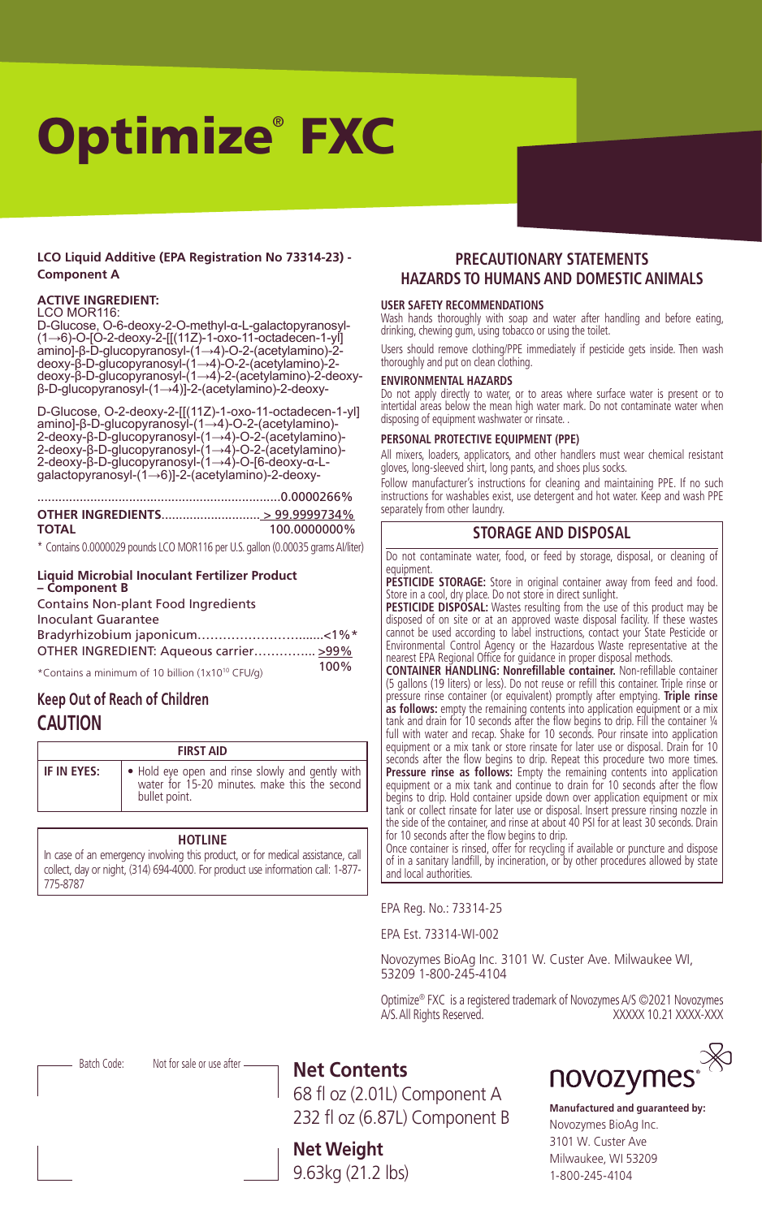# Optimize® FXC

**LCO Liquid Additive (EPA Registration No 73314-23) - Component A**

**ACTIVE INGREDIENT:**
LCO MOR116:
D-Glucose, O-6-deoxy-2-O-methyl-α-L-galactopyranosyl-(1→6)-O-[O-2-deoxy-2-[[(11Z)-1-oxo-11-octadecen-1-yl] amino]-β-D-glucopyranosyl-(1→4)-O-2-(acetylamino)-2-deoxy-β-D-glucopyranosyl-(1→4)-O-2-(acetylamino)-2-deoxy-β-D-glucopyranosyl-(1→4)-2-(acetylamino)-2-deoxy-β-D-glucopyranosyl-(1→4)]-2-(acetylamino)-2-deoxy-

D-Glucose, O-2-deoxy-2-[[(11Z)-1-oxo-11-octadecen-1-yl] amino]-β-D-glucopyranosyl-(1→4)-O-2-(acetylamino)-2-deoxy-β-D-glucopyranosyl-(1→4)-O-2-(acetylamino)-2-deoxy-β-D-glucopyranosyl-(1→4)-O-2-(acetylamino)-2-deoxy-β-D-glucopyranosyl-(1→4)-O-[6-deoxy-α-L-galactopyranosyl-(1→6)]-2-(acetylamino)-2-deoxy-

......................................................................0.0000266%
**OTHER INGREDIENTS**............................ > 99.9999734%
**TOTAL** 100.0000000%

\* Contains 0.0000029 pounds LCO MOR116 per U.S. gallon (0.00035 grams AI/liter)

**Liquid Microbial Inoculant Fertilizer Product – Component B**
Contains Non-plant Food Ingredients
Inoculant Guarantee
Bradyrhizobium japonicum...............................<1%*
OTHER INGREDIENT: Aqueous carrier.............. >99%
100%

\*Contains a minimum of 10 billion ($1x10^{10}$ CFU/g)

## Keep Out of Reach of Children
## CAUTION

| FIRST AID | |
|---|---|
| **IF IN EYES:** | • Hold eye open and rinse slowly and gently with water for 15-20 minutes. make this the second bullet point. |

**HOTLINE**
In case of an emergency involving this product, or for medical assistance, call collect, day or night, (314) 694-4000. For product use information call: 1-877-775-8787

## PRECAUTIONARY STATEMENTS
## HAZARDS TO HUMANS AND DOMESTIC ANIMALS

**USER SAFETY RECOMMENDATIONS**
Wash hands thoroughly with soap and water after handling and before eating, drinking, chewing gum, using tobacco or using the toilet.

Users should remove clothing/PPE immediately if pesticide gets inside. Then wash thoroughly and put on clean clothing.

**ENVIRONMENTAL HAZARDS**
Do not apply directly to water, or to areas where surface water is present or to intertidal areas below the mean high water mark. Do not contaminate water when disposing of equipment washwater or rinsate. .

**PERSONAL PROTECTIVE EQUIPMENT (PPE)**
All mixers, loaders, applicators, and other handlers must wear chemical resistant gloves, long-sleeved shirt, long pants, and shoes plus socks.
Follow manufacturer's instructions for cleaning and maintaining PPE. If no such instructions for washables exist, use detergent and hot water. Keep and wash PPE separately from other laundry.

## STORAGE AND DISPOSAL

Do not contaminate water, food, or feed by storage, disposal, or cleaning of equipment.
**PESTICIDE STORAGE:** Store in original container away from feed and food. Store in a cool, dry place. Do not store in direct sunlight.
**PESTICIDE DISPOSAL:** Wastes resulting from the use of this product may be disposed of on site or at an approved waste disposal facility. If these wastes cannot be used according to label instructions, contact your State Pesticide or Environmental Control Agency or the Hazardous Waste representative at the nearest EPA Regional Office for guidance in proper disposal methods.
**CONTAINER HANDLING: Nonrefillable container.** Non-refillable container (5 gallons (19 liters) or less). Do not reuse or refill this container. Triple rinse or pressure rinse container (or equivalent) promptly after emptying. **Triple rinse as follows:** empty the remaining contents into application equipment or a mix tank and drain for 10 seconds after the flow begins to drip. Fill the container ¼ full with water and recap. Shake for 10 seconds. Pour rinsate into application equipment or a mix tank or store rinsate for later use or disposal. Drain for 10 seconds after the flow begins to drip. Repeat this procedure two more times. **Pressure rinse as follows:** Empty the remaining contents into application equipment or a mix tank and continue to drain for 10 seconds after the flow begins to drip. Hold container upside down over application equipment or mix tank or collect rinsate for later use or disposal. Insert pressure rinsing nozzle in the side of the container, and rinse at about 40 PSI for at least 30 seconds. Drain for 10 seconds after the flow begins to drip.
Once container is rinsed, offer for recycling if available or puncture and dispose of in a sanitary landfill, or by incineration, or by other procedures allowed by state and local authorities.

EPA Reg. No.: 73314-25

EPA Est. 73314-WI-002

Novozymes BioAg Inc. 3101 W. Custer Ave. Milwaukee WI, 53209 1-800-245-4104

Optimize® FXC is a registered trademark of Novozymes A/S ©2021 Novozymes A/S. All Rights Reserved. XXXXX 10.21 XXXX-XXX

Batch Code: Not for sale or use after

**Net Contents**
68 fl oz (2.01L) Component A
232 fl oz (6.87L) Component B

**Net Weight**
9.63kg (21.2 lbs)

novozymes

**Manufactured and guaranteed by:**
Novozymes BioAg Inc.
3101 W. Custer Ave
Milwaukee, WI 53209
1-800-245-4104